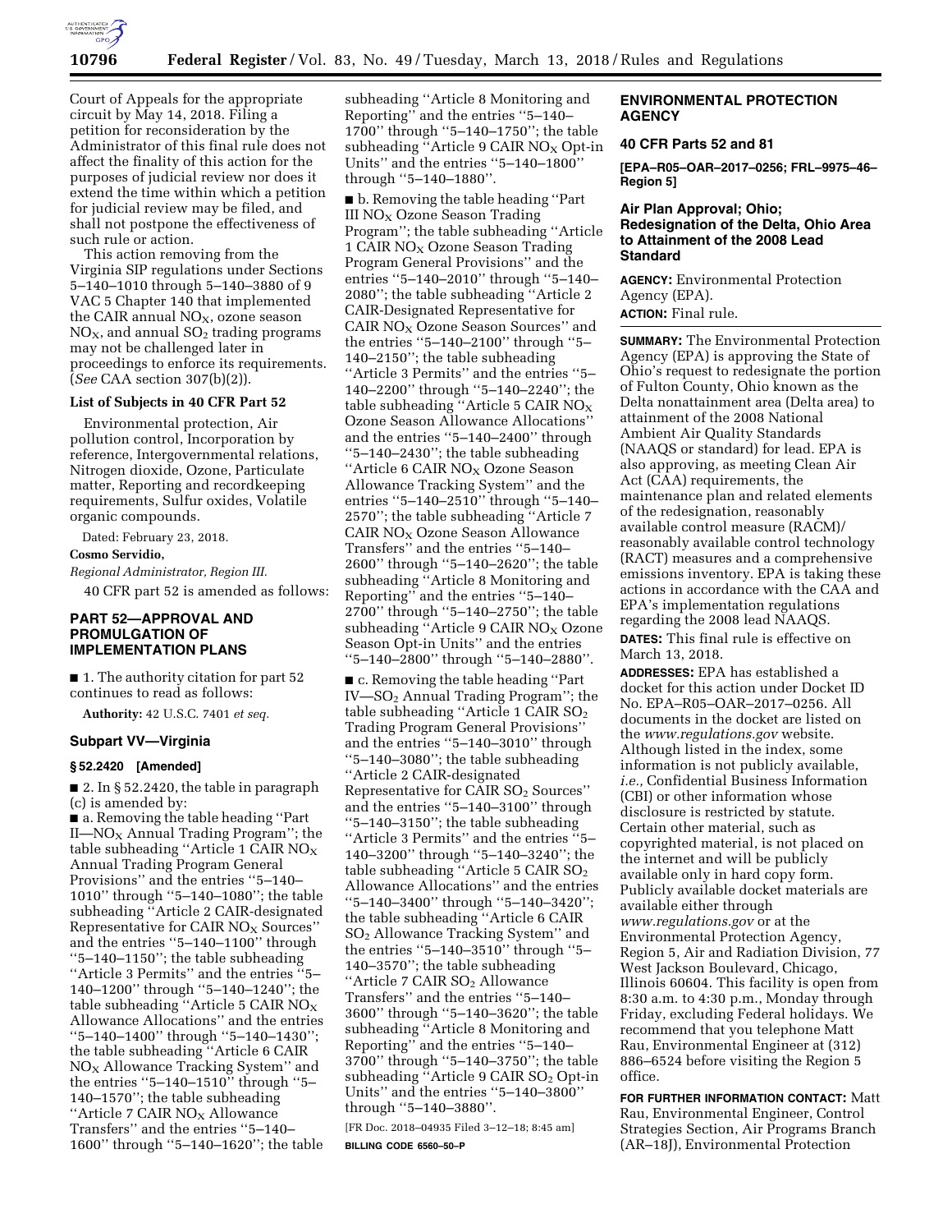Court of Appeals for the appropriate circuit by May 14, 2018. Filing a petition for reconsideration by the Administrator of this final rule does not affect the finality of this action for the purposes of judicial review nor does it extend the time within which a petition for judicial review may be filed, and shall not postpone the effectiveness of such rule or action.

This action removing from the Virginia SIP regulations under Sections 5–140–1010 through 5–140–3880 of 9 VAC 5 Chapter 140 that implemented the CAIR annual $NO_X$, ozone season $NO_X$, and annual $SO_2$ trading programs may not be challenged later in proceedings to enforce its requirements. (*See* CAA section 307(b)(2)).

### List of Subjects in 40 CFR Part 52

Environmental protection, Air pollution control, Incorporation by reference, Intergovernmental relations, Nitrogen dioxide, Ozone, Particulate matter, Reporting and recordkeeping requirements, Sulfur oxides, Volatile organic compounds.

Dated: February 23, 2018.

**Cosmo Servidio,**

*Regional Administrator, Region III.*

40 CFR part 52 is amended as follows:

## PART 52—APPROVAL AND PROMULGATION OF IMPLEMENTATION PLANS

■ 1. The authority citation for part 52 continues to read as follows:

**Authority:** 42 U.S.C. 7401 *et seq.*

### Subpart VV—Virginia

### § 52.2420 [Amended]

■ 2. In § 52.2420, the table in paragraph (c) is amended by:

■ a. Removing the table heading ''Part II—$NO_X$ Annual Trading Program''; the table subheading ''Article 1 CAIR $NO_X$ Annual Trading Program General Provisions'' and the entries ''5–140–1010'' through ''5–140–1080''; the table subheading ''Article 2 CAIR-designated Representative for CAIR $NO_X$ Sources'' and the entries ''5–140–1100'' through ''5–140–1150''; the table subheading ''Article 3 Permits'' and the entries ''5–140–1200'' through ''5–140–1240''; the table subheading ''Article 5 CAIR $NO_X$ Allowance Allocations'' and the entries ''5–140–1400'' through ''5–140–1430''; the table subheading ''Article 6 CAIR $NO_X$ Allowance Tracking System'' and the entries ''5–140–1510'' through ''5–140–1570''; the table subheading ''Article 7 CAIR $NO_X$ Allowance Transfers'' and the entries ''5–140–1600'' through ''5–140–1620''; the table subheading ''Article 8 Monitoring and Reporting'' and the entries ''5–140–1700'' through ''5–140–1750''; the table subheading ''Article 9 CAIR $NO_X$ Opt-in Units'' and the entries ''5–140–1800'' through ''5–140–1880''.

■ b. Removing the table heading ''Part III $NO_X$ Ozone Season Trading Program''; the table subheading ''Article 1 CAIR $NO_X$ Ozone Season Trading Program General Provisions'' and the entries ''5–140–2010'' through ''5–140–2080''; the table subheading ''Article 2 CAIR-Designated Representative for CAIR $NO_X$ Ozone Season Sources'' and the entries ''5–140–2100'' through ''5–140–2150''; the table subheading ''Article 3 Permits'' and the entries ''5–140–2200'' through ''5–140–2240''; the table subheading ''Article 5 CAIR $NO_X$ Ozone Season Allowance Allocations'' and the entries ''5–140–2400'' through ''5–140–2430''; the table subheading ''Article 6 CAIR $NO_X$ Ozone Season Allowance Tracking System'' and the entries ''5–140–2510'' through ''5–140–2570''; the table subheading ''Article 7 CAIR $NO_X$ Ozone Season Allowance Transfers'' and the entries ''5–140–2600'' through ''5–140–2620''; the table subheading ''Article 8 Monitoring and Reporting'' and the entries ''5–140–2700'' through ''5–140–2750''; the table subheading ''Article 9 CAIR $NO_X$ Ozone Season Opt-in Units'' and the entries ''5–140–2800'' through ''5–140–2880''.

■ c. Removing the table heading ''Part IV—$SO_2$ Annual Trading Program''; the table subheading ''Article 1 CAIR $SO_2$ Trading Program General Provisions'' and the entries ''5–140–3010'' through ''5–140–3080''; the table subheading ''Article 2 CAIR-designated Representative for CAIR $SO_2$ Sources'' and the entries ''5–140–3100'' through ''5–140–3150''; the table subheading ''Article 3 Permits'' and the entries ''5–140–3200'' through ''5–140–3240''; the table subheading ''Article 5 CAIR $SO_2$ Allowance Allocations'' and the entries ''5–140–3400'' through ''5–140–3420''; the table subheading ''Article 6 CAIR $SO_2$ Allowance Tracking System'' and the entries ''5–140–3510'' through ''5–140–3570''; the table subheading ''Article 7 CAIR $SO_2$ Allowance Transfers'' and the entries ''5–140–3600'' through ''5–140–3620''; the table subheading ''Article 8 Monitoring and Reporting'' and the entries ''5–140–3700'' through ''5–140–3750''; the table subheading ''Article 9 CAIR $SO_2$ Opt-in Units'' and the entries ''5–140–3800'' through ''5–140–3880''.

[FR Doc. 2018–04935 Filed 3–12–18; 8:45 am]

**BILLING CODE 6560–50–P**

## ENVIRONMENTAL PROTECTION AGENCY

### 40 CFR Parts 52 and 81

**[EPA–R05–OAR–2017–0256; FRL–9975–46–Region 5]**

## Air Plan Approval; Ohio; Redesignation of the Delta, Ohio Area to Attainment of the 2008 Lead Standard

**AGENCY:** Environmental Protection Agency (EPA).

**ACTION:** Final rule.

**SUMMARY:** The Environmental Protection Agency (EPA) is approving the State of Ohio's request to redesignate the portion of Fulton County, Ohio known as the Delta nonattainment area (Delta area) to attainment of the 2008 National Ambient Air Quality Standards (NAAQS or standard) for lead. EPA is also approving, as meeting Clean Air Act (CAA) requirements, the maintenance plan and related elements of the redesignation, reasonably available control measure (RACM)/reasonably available control technology (RACT) measures and a comprehensive emissions inventory. EPA is taking these actions in accordance with the CAA and EPA's implementation regulations regarding the 2008 lead NAAQS.

**DATES:** This final rule is effective on March 13, 2018.

**ADDRESSES:** EPA has established a docket for this action under Docket ID No. EPA–R05–OAR–2017–0256. All documents in the docket are listed on the *www.regulations.gov* website. Although listed in the index, some information is not publicly available, *i.e.,* Confidential Business Information (CBI) or other information whose disclosure is restricted by statute. Certain other material, such as copyrighted material, is not placed on the internet and will be publicly available only in hard copy form. Publicly available docket materials are available either through *www.regulations.gov* or at the Environmental Protection Agency, Region 5, Air and Radiation Division, 77 West Jackson Boulevard, Chicago, Illinois 60604. This facility is open from 8:30 a.m. to 4:30 p.m., Monday through Friday, excluding Federal holidays. We recommend that you telephone Matt Rau, Environmental Engineer at (312) 886–6524 before visiting the Region 5 office.

**FOR FURTHER INFORMATION CONTACT:** Matt Rau, Environmental Engineer, Control Strategies Section, Air Programs Branch (AR–18J), Environmental Protection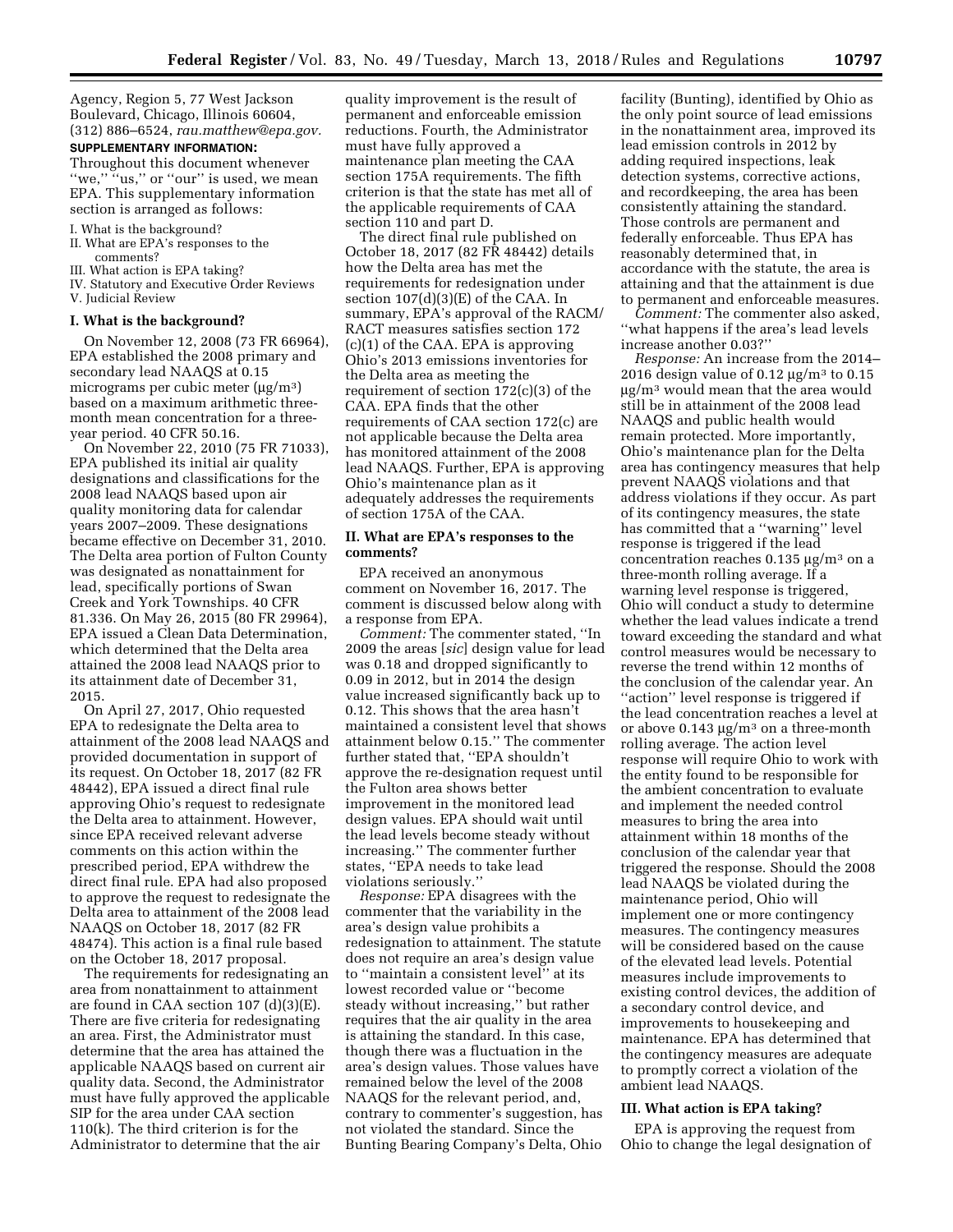Agency, Region 5, 77 West Jackson Boulevard, Chicago, Illinois 60604, (312) 886–6524, *rau.matthew@epa.gov.*

**SUPPLEMENTARY INFORMATION:**

Throughout this document whenever "we," "us," or "our" is used, we mean EPA. This supplementary information section is arranged as follows:

I. What is the background?
II. What are EPA's responses to the comments?
III. What action is EPA taking?
IV. Statutory and Executive Order Reviews
V. Judicial Review

## I. What is the background?

On November 12, 2008 (73 FR 66964), EPA established the 2008 primary and secondary lead NAAQS at 0.15 micrograms per cubic meter (μg/m$^3$) based on a maximum arithmetic three-month mean concentration for a three-year period. 40 CFR 50.16.

On November 22, 2010 (75 FR 71033), EPA published its initial air quality designations and classifications for the 2008 lead NAAQS based upon air quality monitoring data for calendar years 2007–2009. These designations became effective on December 31, 2010. The Delta area portion of Fulton County was designated as nonattainment for lead, specifically portions of Swan Creek and York Townships. 40 CFR 81.336. On May 26, 2015 (80 FR 29964), EPA issued a Clean Data Determination, which determined that the Delta area attained the 2008 lead NAAQS prior to its attainment date of December 31, 2015.

On April 27, 2017, Ohio requested EPA to redesignate the Delta area to attainment of the 2008 lead NAAQS and provided documentation in support of its request. On October 18, 2017 (82 FR 48442), EPA issued a direct final rule approving Ohio's request to redesignate the Delta area to attainment. However, since EPA received relevant adverse comments on this action within the prescribed period, EPA withdrew the direct final rule. EPA had also proposed to approve the request to redesignate the Delta area to attainment of the 2008 lead NAAQS on October 18, 2017 (82 FR 48474). This action is a final rule based on the October 18, 2017 proposal.

The requirements for redesignating an area from nonattainment to attainment are found in CAA section 107 (d)(3)(E). There are five criteria for redesignating an area. First, the Administrator must determine that the area has attained the applicable NAAQS based on current air quality data. Second, the Administrator must have fully approved the applicable SIP for the area under CAA section 110(k). The third criterion is for the Administrator to determine that the air quality improvement is the result of permanent and enforceable emission reductions. Fourth, the Administrator must have fully approved a maintenance plan meeting the CAA section 175A requirements. The fifth criterion is that the state has met all of the applicable requirements of CAA section 110 and part D.

The direct final rule published on October 18, 2017 (82 FR 48442) details how the Delta area has met the requirements for redesignation under section 107(d)(3)(E) of the CAA. In summary, EPA's approval of the RACM/RACT measures satisfies section 172 (c)(1) of the CAA. EPA is approving Ohio's 2013 emissions inventories for the Delta area as meeting the requirement of section 172(c)(3) of the CAA. EPA finds that the other requirements of CAA section 172(c) are not applicable because the Delta area has monitored attainment of the 2008 lead NAAQS. Further, EPA is approving Ohio's maintenance plan as it adequately addresses the requirements of section 175A of the CAA.

## II. What are EPA's responses to the comments?

EPA received an anonymous comment on November 16, 2017. The comment is discussed below along with a response from EPA.

*Comment:* The commenter stated, "In 2009 the areas [*sic*] design value for lead was 0.18 and dropped significantly to 0.09 in 2012, but in 2014 the design value increased significantly back up to 0.12. This shows that the area hasn't maintained a consistent level that shows attainment below 0.15." The commenter further stated that, "EPA shouldn't approve the re-designation request until the Fulton area shows better improvement in the monitored lead design values. EPA should wait until the lead levels become steady without increasing." The commenter further states, "EPA needs to take lead violations seriously."

*Response:* EPA disagrees with the commenter that the variability in the area's design value prohibits a redesignation to attainment. The statute does not require an area's design value to "maintain a consistent level" at its lowest recorded value or "become steady without increasing," but rather requires that the air quality in the area is attaining the standard. In this case, though there was a fluctuation in the area's design values. Those values have remained below the level of the 2008 NAAQS for the relevant period, and, contrary to commenter's suggestion, has not violated the standard. Since the Bunting Bearing Company's Delta, Ohio facility (Bunting), identified by Ohio as the only point source of lead emissions in the nonattainment area, improved its lead emission controls in 2012 by adding required inspections, leak detection systems, corrective actions, and recordkeeping, the area has been consistently attaining the standard. Those controls are permanent and federally enforceable. Thus EPA has reasonably determined that, in accordance with the statute, the area is attaining and that the attainment is due to permanent and enforceable measures.

*Comment:* The commenter also asked, "what happens if the area's lead levels increase another 0.03?"

*Response:* An increase from the 2014–2016 design value of 0.12 μg/m$^3$ to 0.15 μg/m$^3$ would mean that the area would still be in attainment of the 2008 lead NAAQS and public health would remain protected. More importantly, Ohio's maintenance plan for the Delta area has contingency measures that help prevent NAAQS violations and that address violations if they occur. As part of its contingency measures, the state has committed that a "warning" level response is triggered if the lead concentration reaches 0.135 μg/m$^3$ on a three-month rolling average. If a warning level response is triggered, Ohio will conduct a study to determine whether the lead values indicate a trend toward exceeding the standard and what control measures would be necessary to reverse the trend within 12 months of the conclusion of the calendar year. An "action" level response is triggered if the lead concentration reaches a level at or above 0.143 μg/m$^3$ on a three-month rolling average. The action level response will require Ohio to work with the entity found to be responsible for the ambient concentration to evaluate and implement the needed control measures to bring the area into attainment within 18 months of the conclusion of the calendar year that triggered the response. Should the 2008 lead NAAQS be violated during the maintenance period, Ohio will implement one or more contingency measures. The contingency measures will be considered based on the cause of the elevated lead levels. Potential measures include improvements to existing control devices, the addition of a secondary control device, and improvements to housekeeping and maintenance. EPA has determined that the contingency measures are adequate to promptly correct a violation of the ambient lead NAAQS.

## III. What action is EPA taking?

EPA is approving the request from Ohio to change the legal designation of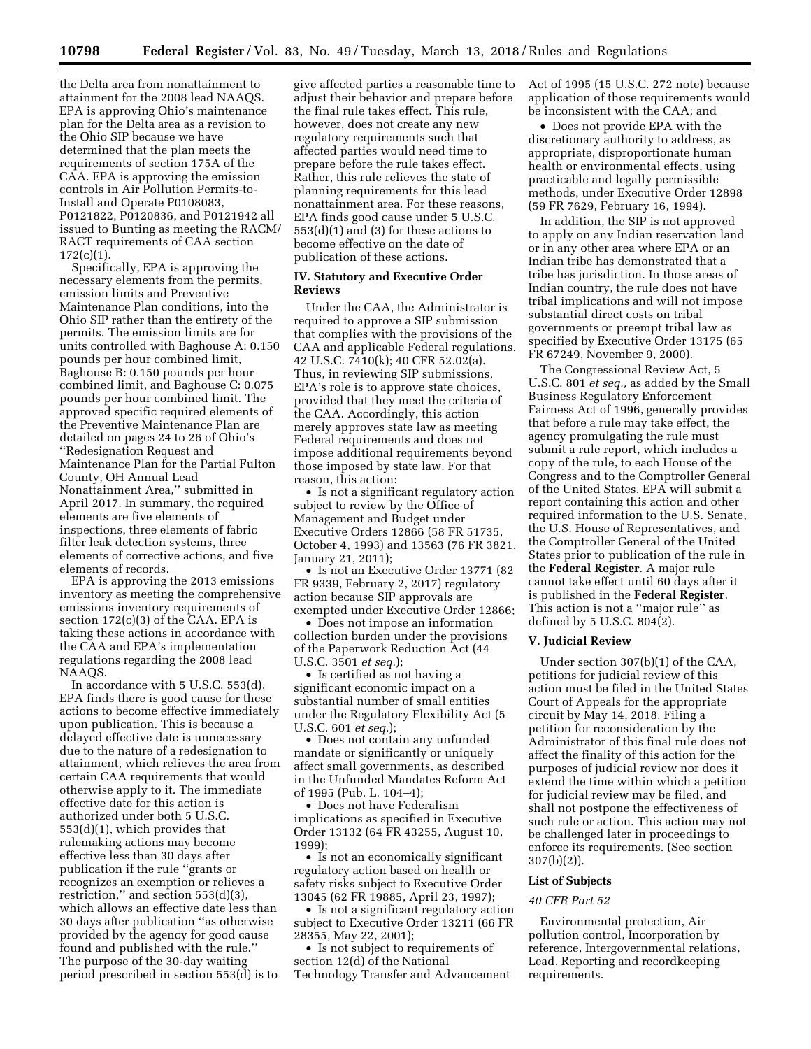the Delta area from nonattainment to attainment for the 2008 lead NAAQS. EPA is approving Ohio's maintenance plan for the Delta area as a revision to the Ohio SIP because we have determined that the plan meets the requirements of section 175A of the CAA. EPA is approving the emission controls in Air Pollution Permits-to-Install and Operate P0108083, P0121822, P0120836, and P0121942 all issued to Bunting as meeting the RACM/RACT requirements of CAA section 172(c)(1).

Specifically, EPA is approving the necessary elements from the permits, emission limits and Preventive Maintenance Plan conditions, into the Ohio SIP rather than the entirety of the permits. The emission limits are for units controlled with Baghouse A: 0.150 pounds per hour combined limit, Baghouse B: 0.150 pounds per hour combined limit, and Baghouse C: 0.075 pounds per hour combined limit. The approved specific required elements of the Preventive Maintenance Plan are detailed on pages 24 to 26 of Ohio's "Redesignation Request and Maintenance Plan for the Partial Fulton County, OH Annual Lead Nonattainment Area," submitted in April 2017. In summary, the required elements are five elements of inspections, three elements of fabric filter leak detection systems, three elements of corrective actions, and five elements of records.

EPA is approving the 2013 emissions inventory as meeting the comprehensive emissions inventory requirements of section 172(c)(3) of the CAA. EPA is taking these actions in accordance with the CAA and EPA's implementation regulations regarding the 2008 lead NAAQS.

In accordance with 5 U.S.C. 553(d), EPA finds there is good cause for these actions to become effective immediately upon publication. This is because a delayed effective date is unnecessary due to the nature of a redesignation to attainment, which relieves the area from certain CAA requirements that would otherwise apply to it. The immediate effective date for this action is authorized under both 5 U.S.C. 553(d)(1), which provides that rulemaking actions may become effective less than 30 days after publication if the rule "grants or recognizes an exemption or relieves a restriction," and section 553(d)(3), which allows an effective date less than 30 days after publication "as otherwise provided by the agency for good cause found and published with the rule." The purpose of the 30-day waiting period prescribed in section 553(d) is to give affected parties a reasonable time to adjust their behavior and prepare before the final rule takes effect. This rule, however, does not create any new regulatory requirements such that affected parties would need time to prepare before the rule takes effect. Rather, this rule relieves the state of planning requirements for this lead nonattainment area. For these reasons, EPA finds good cause under 5 U.S.C. 553(d)(1) and (3) for these actions to become effective on the date of publication of these actions.

## IV. Statutory and Executive Order Reviews

Under the CAA, the Administrator is required to approve a SIP submission that complies with the provisions of the CAA and applicable Federal regulations. 42 U.S.C. 7410(k); 40 CFR 52.02(a). Thus, in reviewing SIP submissions, EPA's role is to approve state choices, provided that they meet the criteria of the CAA. Accordingly, this action merely approves state law as meeting Federal requirements and does not impose additional requirements beyond those imposed by state law. For that reason, this action:

- Is not a significant regulatory action subject to review by the Office of Management and Budget under Executive Orders 12866 (58 FR 51735, October 4, 1993) and 13563 (76 FR 3821, January 21, 2011);
- Is not an Executive Order 13771 (82 FR 9339, February 2, 2017) regulatory action because SIP approvals are exempted under Executive Order 12866;
- Does not impose an information collection burden under the provisions of the Paperwork Reduction Act (44 U.S.C. 3501 *et seq.*);
- Is certified as not having a significant economic impact on a substantial number of small entities under the Regulatory Flexibility Act (5 U.S.C. 601 *et seq.*);
- Does not contain any unfunded mandate or significantly or uniquely affect small governments, as described in the Unfunded Mandates Reform Act of 1995 (Pub. L. 104–4);
- Does not have Federalism implications as specified in Executive Order 13132 (64 FR 43255, August 10, 1999);
- Is not an economically significant regulatory action based on health or safety risks subject to Executive Order 13045 (62 FR 19885, April 23, 1997);
- Is not a significant regulatory action subject to Executive Order 13211 (66 FR 28355, May 22, 2001);
- Is not subject to requirements of section 12(d) of the National Technology Transfer and Advancement Act of 1995 (15 U.S.C. 272 note) because application of those requirements would be inconsistent with the CAA; and
- Does not provide EPA with the discretionary authority to address, as appropriate, disproportionate human health or environmental effects, using practicable and legally permissible methods, under Executive Order 12898 (59 FR 7629, February 16, 1994).

In addition, the SIP is not approved to apply on any Indian reservation land or in any other area where EPA or an Indian tribe has demonstrated that a tribe has jurisdiction. In those areas of Indian country, the rule does not have tribal implications and will not impose substantial direct costs on tribal governments or preempt tribal law as specified by Executive Order 13175 (65 FR 67249, November 9, 2000).

The Congressional Review Act, 5 U.S.C. 801 *et seq.,* as added by the Small Business Regulatory Enforcement Fairness Act of 1996, generally provides that before a rule may take effect, the agency promulgating the rule must submit a rule report, which includes a copy of the rule, to each House of the Congress and to the Comptroller General of the United States. EPA will submit a report containing this action and other required information to the U.S. Senate, the U.S. House of Representatives, and the Comptroller General of the United States prior to publication of the rule in the **Federal Register**. A major rule cannot take effect until 60 days after it is published in the **Federal Register**. This action is not a "major rule" as defined by 5 U.S.C. 804(2).

## V. Judicial Review

Under section 307(b)(1) of the CAA, petitions for judicial review of this action must be filed in the United States Court of Appeals for the appropriate circuit by May 14, 2018. Filing a petition for reconsideration by the Administrator of this final rule does not affect the finality of this action for the purposes of judicial review nor does it extend the time within which a petition for judicial review may be filed, and shall not postpone the effectiveness of such rule or action. This action may not be challenged later in proceedings to enforce its requirements. (See section 307(b)(2)).

### List of Subjects

*40 CFR Part 52*

Environmental protection, Air pollution control, Incorporation by reference, Intergovernmental relations, Lead, Reporting and recordkeeping requirements.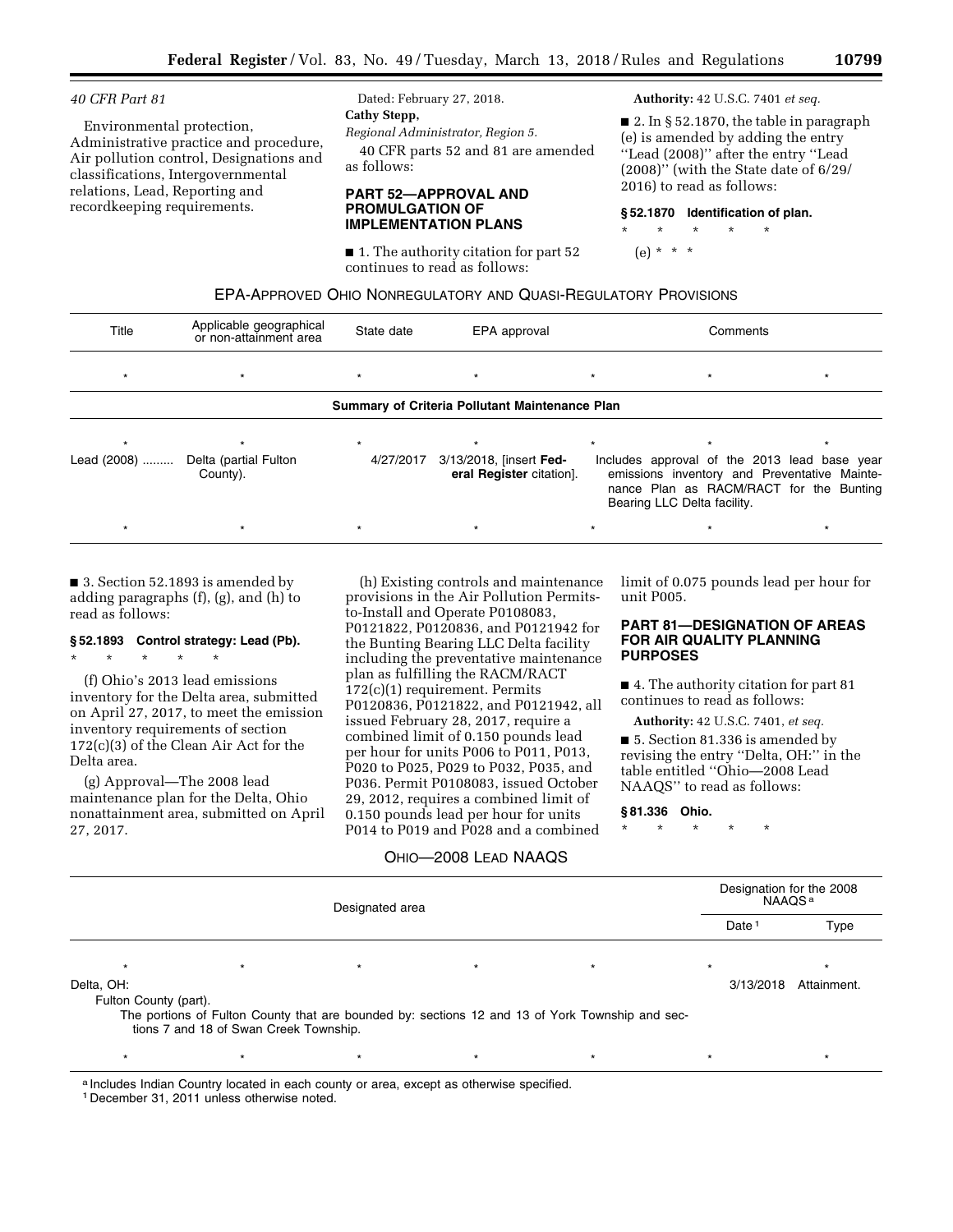*40 CFR Part 81*

Environmental protection, Administrative practice and procedure, Air pollution control, Designations and classifications, Intergovernmental relations, Lead, Reporting and recordkeeping requirements.

Dated: February 27, 2018.

**Cathy Stepp,**

*Regional Administrator, Region 5.*

40 CFR parts 52 and 81 are amended as follows:

## PART 52—APPROVAL AND PROMULGATION OF IMPLEMENTATION PLANS

■ 1. The authority citation for part 52 continues to read as follows:

**Authority:** 42 U.S.C. 7401 *et seq.*

■ 2. In § 52.1870, the table in paragraph (e) is amended by adding the entry ''Lead (2008)'' after the entry ''Lead (2008)'' (with the State date of 6/29/2016) to read as follows:

### § 52.1870 Identification of plan.

\* \* \* \* \*

(e) \* \* \*

EPA-APPROVED OHIO NONREGULATORY AND QUASI-REGULATORY PROVISIONS

| Title | Applicable geographical or non-attainment area | State date | EPA approval | Comments |
|---|---|---|---|---|
| \* | \* | \* | \* | \* \* \* |
| **Summary of Criteria Pollutant Maintenance Plan** | | | | |
| \* | \* | \* | \* | \* \* \* |
| Lead (2008) ......... | Delta (partial Fulton County). | 4/27/2017 | 3/13/2018, [insert **Federal Register** citation]. | Includes approval of the 2013 lead base year emissions inventory and Preventative Maintenance Plan as RACM/RACT for the Bunting Bearing LLC Delta facility. |
| \* | \* | \* | \* | \* \* \* |

■ 3. Section 52.1893 is amended by adding paragraphs (f), (g), and (h) to read as follows:

### § 52.1893 Control strategy: Lead (Pb).

\* \* \* \* \*

(f) Ohio's 2013 lead emissions inventory for the Delta area, submitted on April 27, 2017, to meet the emission inventory requirements of section 172(c)(3) of the Clean Air Act for the Delta area.

(g) Approval—The 2008 lead maintenance plan for the Delta, Ohio nonattainment area, submitted on April 27, 2017.

(h) Existing controls and maintenance provisions in the Air Pollution Permits-to-Install and Operate P0108083, P0121822, P0120836, and P0121942 for the Bunting Bearing LLC Delta facility including the preventative maintenance plan as fulfilling the RACM/RACT 172(c)(1) requirement. Permits P0120836, P0121822, and P0121942, all issued February 28, 2017, require a combined limit of 0.150 pounds lead per hour for units P006 to P011, P013, P020 to P025, P029 to P032, P035, and P036. Permit P0108083, issued October 29, 2012, requires a combined limit of 0.150 pounds lead per hour for units P014 to P019 and P028 and a combined limit of 0.075 pounds lead per hour for unit P005.

## PART 81—DESIGNATION OF AREAS FOR AIR QUALITY PLANNING PURPOSES

■ 4. The authority citation for part 81 continues to read as follows:

**Authority:** 42 U.S.C. 7401, *et seq.*

■ 5. Section 81.336 is amended by revising the entry ''Delta, OH:'' in the table entitled ''Ohio—2008 Lead NAAQS'' to read as follows:

### § 81.336 Ohio.

\* \* \* \* \*

OHIO—2008 LEAD NAAQS

| Designated area | Designation for the 2008 NAAQS [a] | |
|---|---|---|
| | Date [1] | Type |
| \* \* \* \* \* | \* | \* |
| Delta, OH: | 3/13/2018 | Attainment. |
| Fulton County (part). | | |
| The portions of Fulton County that are bounded by: sections 12 and 13 of York Township and sections 7 and 18 of Swan Creek Township. | | |
| \* \* \* \* \* | \* | \* |

[a] Includes Indian Country located in each county or area, except as otherwise specified.

[1] December 31, 2011 unless otherwise noted.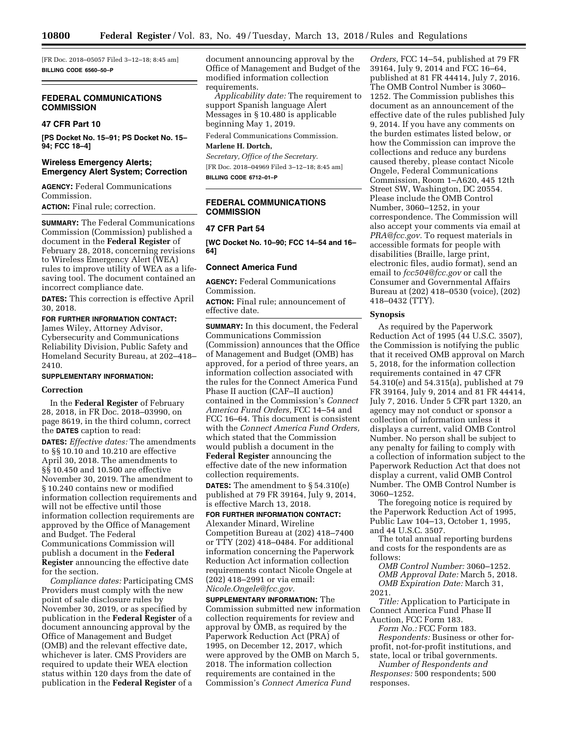[FR Doc. 2018–05057 Filed 3–12–18; 8:45 am]

**BILLING CODE 6560–50–P**

---

## FEDERAL COMMUNICATIONS COMMISSION

### 47 CFR Part 10

**[PS Docket No. 15–91; PS Docket No. 15–94; FCC 18–4]**

### Wireless Emergency Alerts; Emergency Alert System; Correction

**AGENCY:** Federal Communications Commission.

**ACTION:** Final rule; correction.

**SUMMARY:** The Federal Communications Commission (Commission) published a document in the **Federal Register** of February 28, 2018, concerning revisions to Wireless Emergency Alert (WEA) rules to improve utility of WEA as a life-saving tool. The document contained an incorrect compliance date.

**DATES:** This correction is effective April 30, 2018.

**FOR FURTHER INFORMATION CONTACT:** James Wiley, Attorney Advisor, Cybersecurity and Communications Reliability Division, Public Safety and Homeland Security Bureau, at 202–418–2410.

**SUPPLEMENTARY INFORMATION:**

#### Correction

In the **Federal Register** of February 28, 2018, in FR Doc. 2018–03990, on page 8619, in the third column, correct the **DATES** caption to read:

**DATES:** *Effective dates:* The amendments to §§ 10.10 and 10.210 are effective April 30, 2018. The amendments to §§ 10.450 and 10.500 are effective November 30, 2019. The amendment to § 10.240 contains new or modified information collection requirements and will not be effective until those information collection requirements are approved by the Office of Management and Budget. The Federal Communications Commission will publish a document in the **Federal Register** announcing the effective date for the section.

*Compliance dates:* Participating CMS Providers must comply with the new point of sale disclosure rules by November 30, 2019, or as specified by publication in the **Federal Register** of a document announcing approval by the Office of Management and Budget (OMB) and the relevant effective date, whichever is later. CMS Providers are required to update their WEA election status within 120 days from the date of publication in the **Federal Register** of a document announcing approval by the Office of Management and Budget of the modified information collection requirements.

*Applicability date:* The requirement to support Spanish language Alert Messages in § 10.480 is applicable beginning May 1, 2019.

Federal Communications Commission.

**Marlene H. Dortch,**

*Secretary, Office of the Secretary.*

[FR Doc. 2018–04969 Filed 3–12–18; 8:45 am]

**BILLING CODE 6712–01–P**

---

## FEDERAL COMMUNICATIONS COMMISSION

### 47 CFR Part 54

**[WC Docket No. 10–90; FCC 14–54 and 16–64]**

### Connect America Fund

**AGENCY:** Federal Communications Commission.

**ACTION:** Final rule; announcement of effective date.

**SUMMARY:** In this document, the Federal Communications Commission (Commission) announces that the Office of Management and Budget (OMB) has approved, for a period of three years, an information collection associated with the rules for the Connect America Fund Phase II auction (CAF–II auction) contained in the Commission's *Connect America Fund Orders,* FCC 14–54 and FCC 16–64. This document is consistent with the *Connect America Fund Orders,* which stated that the Commission would publish a document in the **Federal Register** announcing the effective date of the new information collection requirements.

**DATES:** The amendment to § 54.310(e) published at 79 FR 39164, July 9, 2014, is effective March 13, 2018.

**FOR FURTHER INFORMATION CONTACT:** Alexander Minard, Wireline Competition Bureau at (202) 418–7400 or TTY (202) 418–0484. For additional information concerning the Paperwork Reduction Act information collection requirements contact Nicole Ongele at (202) 418–2991 or via email: *Nicole.Ongele@fcc.gov.*

**SUPPLEMENTARY INFORMATION:** The Commission submitted new information collection requirements for review and approval by OMB, as required by the Paperwork Reduction Act (PRA) of 1995, on December 12, 2017, which were approved by the OMB on March 5, 2018. The information collection requirements are contained in the Commission's *Connect America Fund Orders,* FCC 14–54, published at 79 FR 39164, July 9, 2014 and FCC 16–64, published at 81 FR 44414, July 7, 2016. The OMB Control Number is 3060–1252. The Commission publishes this document as an announcement of the effective date of the rules published July 9, 2014. If you have any comments on the burden estimates listed below, or how the Commission can improve the collections and reduce any burdens caused thereby, please contact Nicole Ongele, Federal Communications Commission, Room 1–A620, 445 12th Street SW, Washington, DC 20554. Please include the OMB Control Number, 3060–1252, in your correspondence. The Commission will also accept your comments via email at *PRA@fcc.gov.* To request materials in accessible formats for people with disabilities (Braille, large print, electronic files, audio format), send an email to *fcc504@fcc.gov* or call the Consumer and Governmental Affairs Bureau at (202) 418–0530 (voice), (202) 418–0432 (TTY).

#### Synopsis

As required by the Paperwork Reduction Act of 1995 (44 U.S.C. 3507), the Commission is notifying the public that it received OMB approval on March 5, 2018, for the information collection requirements contained in 47 CFR 54.310(e) and 54.315(a), published at 79 FR 39164, July 9, 2014 and 81 FR 44414, July 7, 2016. Under 5 CFR part 1320, an agency may not conduct or sponsor a collection of information unless it displays a current, valid OMB Control Number. No person shall be subject to any penalty for failing to comply with a collection of information subject to the Paperwork Reduction Act that does not display a current, valid OMB Control Number. The OMB Control Number is 3060–1252.

The foregoing notice is required by the Paperwork Reduction Act of 1995, Public Law 104–13, October 1, 1995, and 44 U.S.C. 3507.

The total annual reporting burdens and costs for the respondents are as follows:

*OMB Control Number:* 3060–1252.

*OMB Approval Date:* March 5, 2018.

*OMB Expiration Date:* March 31, 2021.

*Title:* Application to Participate in Connect America Fund Phase II Auction, FCC Form 183.

*Form No.:* FCC Form 183.

*Respondents:* Business or other for-profit, not-for-profit institutions, and state, local or tribal governments.

*Number of Respondents and Responses:* 500 respondents; 500 responses.